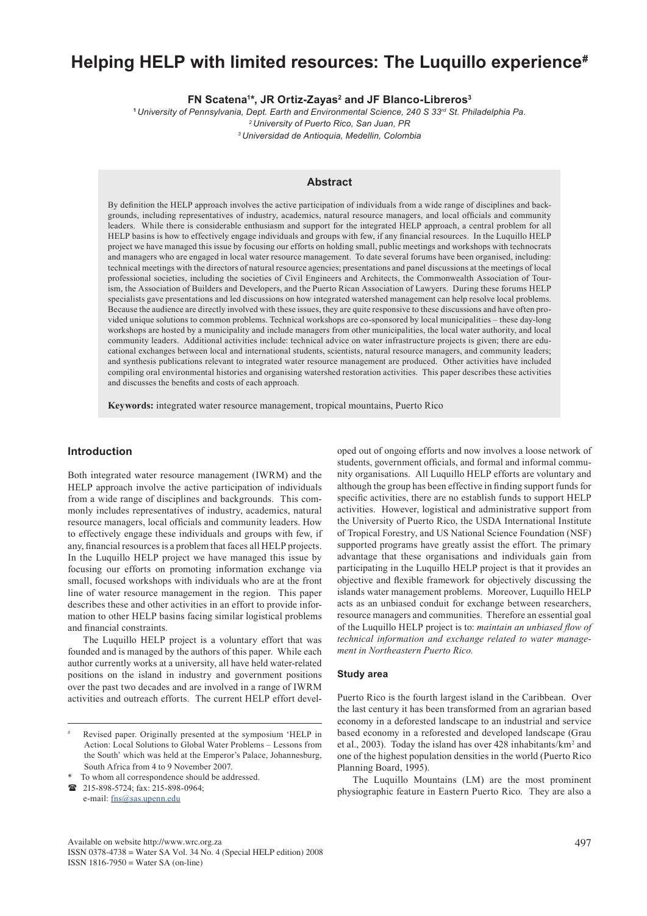# Helping HELP with limited resources: The Luquillo experience[#]

**FN Scatena[1]*, JR Ortiz-Zayas[2] and JF Blanco-Libreros[3]**

[1] *University of Pennsylvania, Dept. Earth and Environmental Science, 240 S 33rd St. Philadelphia Pa.*
[2] *University of Puerto Rico, San Juan, PR*
[3] *Universidad de Antioquia, Medellin, Colombia*

## Abstract

By definition the HELP approach involves the active participation of individuals from a wide range of disciplines and backgrounds, including representatives of industry, academics, natural resource managers, and local officials and community leaders. While there is considerable enthusiasm and support for the integrated HELP approach, a central problem for all HELP basins is how to effectively engage individuals and groups with few, if any financial resources. In the Luquillo HELP project we have managed this issue by focusing our efforts on holding small, public meetings and workshops with technocrats and managers who are engaged in local water resource management. To date several forums have been organised, including: technical meetings with the directors of natural resource agencies; presentations and panel discussions at the meetings of local professional societies, including the societies of Civil Engineers and Architects, the Commonwealth Association of Tourism, the Association of Builders and Developers, and the Puerto Rican Association of Lawyers. During these forums HELP specialists gave presentations and led discussions on how integrated watershed management can help resolve local problems. Because the audience are directly involved with these issues, they are quite responsive to these discussions and have often provided unique solutions to common problems. Technical workshops are co-sponsored by local municipalities – these day-long workshops are hosted by a municipality and include managers from other municipalities, the local water authority, and local community leaders. Additional activities include: technical advice on water infrastructure projects is given; there are educational exchanges between local and international students, scientists, natural resource managers, and community leaders; and synthesis publications relevant to integrated water resource management are produced. Other activities have included compiling oral environmental histories and organising watershed restoration activities. This paper describes these activities and discusses the benefits and costs of each approach.

**Keywords:** integrated water resource management, tropical mountains, Puerto Rico

## Introduction

Both integrated water resource management (IWRM) and the HELP approach involve the active participation of individuals from a wide range of disciplines and backgrounds. This commonly includes representatives of industry, academics, natural resource managers, local officials and community leaders. How to effectively engage these individuals and groups with few, if any, financial resources is a problem that faces all HELP projects. In the Luquillo HELP project we have managed this issue by focusing our efforts on promoting information exchange via small, focused workshops with individuals who are at the front line of water resource management in the region. This paper describes these and other activities in an effort to provide information to other HELP basins facing similar logistical problems and financial constraints.

The Luquillo HELP project is a voluntary effort that was founded and is managed by the authors of this paper. While each author currently works at a university, all have held water-related positions on the island in industry and government positions over the past two decades and are involved in a range of IWRM activities and outreach efforts. The current HELP effort developed out of ongoing efforts and now involves a loose network of students, government officials, and formal and informal community organisations. All Luquillo HELP efforts are voluntary and although the group has been effective in finding support funds for specific activities, there are no establish funds to support HELP activities. However, logistical and administrative support from the University of Puerto Rico, the USDA International Institute of Tropical Forestry, and US National Science Foundation (NSF) supported programs have greatly assist the effort. The primary advantage that these organisations and individuals gain from participating in the Luquillo HELP project is that it provides an objective and flexible framework for objectively discussing the islands water management problems. Moreover, Luquillo HELP acts as an unbiased conduit for exchange between researchers, resource managers and communities. Therefore an essential goal of the Luquillo HELP project is to: *maintain an unbiased flow of technical information and exchange related to water management in Northeastern Puerto Rico.*

### Study area

Puerto Rico is the fourth largest island in the Caribbean. Over the last century it has been transformed from an agrarian based economy in a deforested landscape to an industrial and service based economy in a reforested and developed landscape (Grau et al., 2003). Today the island has over 428 inhabitants/km$^2$ and one of the highest population densities in the world (Puerto Rico Planning Board, 1995).

The Luquillo Mountains (LM) are the most prominent physiographic feature in Eastern Puerto Rico. They are also a

---

[#] Revised paper. Originally presented at the symposium 'HELP in Action: Local Solutions to Global Water Problems – Lessons from the South' which was held at the Emperor's Palace, Johannesburg, South Africa from 4 to 9 November 2007.

\* To whom all correspondence should be addressed.
☎ 215-898-5724; fax: 215-898-0964;
e-mail: fns@sas.upenn.edu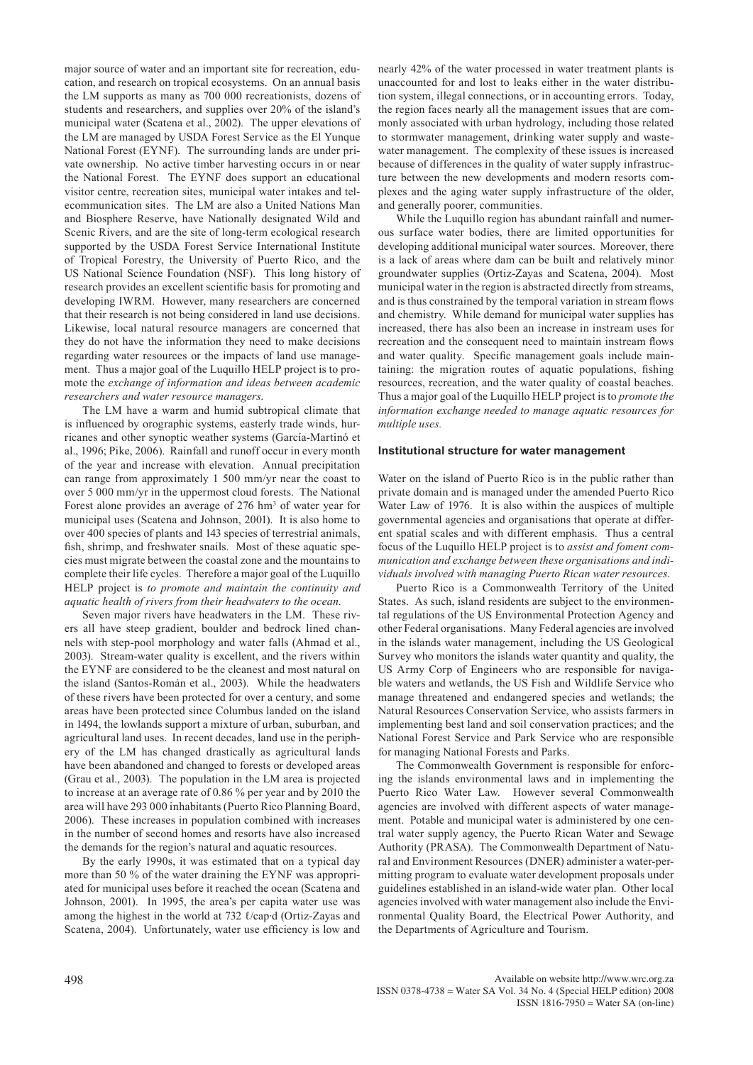major source of water and an important site for recreation, education, and research on tropical ecosystems. On an annual basis the LM supports as many as 700 000 recreationists, dozens of students and researchers, and supplies over 20% of the island's municipal water (Scatena et al., 2002). The upper elevations of the LM are managed by USDA Forest Service as the El Yunque National Forest (EYNF). The surrounding lands are under private ownership. No active timber harvesting occurs in or near the National Forest. The EYNF does support an educational visitor centre, recreation sites, municipal water intakes and telecommunication sites. The LM are also a United Nations Man and Biosphere Reserve, have Nationally designated Wild and Scenic Rivers, and are the site of long-term ecological research supported by the USDA Forest Service International Institute of Tropical Forestry, the University of Puerto Rico, and the US National Science Foundation (NSF). This long history of research provides an excellent scientific basis for promoting and developing IWRM. However, many researchers are concerned that their research is not being considered in land use decisions. Likewise, local natural resource managers are concerned that they do not have the information they need to make decisions regarding water resources or the impacts of land use management. Thus a major goal of the Luquillo HELP project is to promote the *exchange of information and ideas between academic researchers and water resource managers.*

The LM have a warm and humid subtropical climate that is influenced by orographic systems, easterly trade winds, hurricanes and other synoptic weather systems (García-Martinó et al., 1996; Pike, 2006). Rainfall and runoff occur in every month of the year and increase with elevation. Annual precipitation can range from approximately 1 500 mm/yr near the coast to over 5 000 mm/yr in the uppermost cloud forests. The National Forest alone provides an average of 276 $hm^3$ of water year for municipal uses (Scatena and Johnson, 2001). It is also home to over 400 species of plants and 143 species of terrestrial animals, fish, shrimp, and freshwater snails. Most of these aquatic species must migrate between the coastal zone and the mountains to complete their life cycles. Therefore a major goal of the Luquillo HELP project is *to promote and maintain the continuity and aquatic health of rivers from their headwaters to the ocean.*

Seven major rivers have headwaters in the LM. These rivers all have steep gradient, boulder and bedrock lined channels with step-pool morphology and water falls (Ahmad et al., 2003). Stream-water quality is excellent, and the rivers within the EYNF are considered to be the cleanest and most natural on the island (Santos-Román et al., 2003). While the headwaters of these rivers have been protected for over a century, and some areas have been protected since Columbus landed on the island in 1494, the lowlands support a mixture of urban, suburban, and agricultural land uses. In recent decades, land use in the periphery of the LM has changed drastically as agricultural lands have been abandoned and changed to forests or developed areas (Grau et al., 2003). The population in the LM area is projected to increase at an average rate of 0.86 % per year and by 2010 the area will have 293 000 inhabitants (Puerto Rico Planning Board, 2006). These increases in population combined with increases in the number of second homes and resorts have also increased the demands for the region's natural and aquatic resources.

By the early 1990s, it was estimated that on a typical day more than 50 % of the water draining the EYNF was appropriated for municipal uses before it reached the ocean (Scatena and Johnson, 2001). In 1995, the area's per capita water use was among the highest in the world at 732 ℓ/cap·d (Ortiz-Zayas and Scatena, 2004). Unfortunately, water use efficiency is low and nearly 42% of the water processed in water treatment plants is unaccounted for and lost to leaks either in the water distribution system, illegal connections, or in accounting errors. Today, the region faces nearly all the management issues that are commonly associated with urban hydrology, including those related to stormwater management, drinking water supply and wastewater management. The complexity of these issues is increased because of differences in the quality of water supply infrastructure between the new developments and modern resorts complexes and the aging water supply infrastructure of the older, and generally poorer, communities.

While the Luquillo region has abundant rainfall and numerous surface water bodies, there are limited opportunities for developing additional municipal water sources. Moreover, there is a lack of areas where dam can be built and relatively minor groundwater supplies (Ortiz-Zayas and Scatena, 2004). Most municipal water in the region is abstracted directly from streams, and is thus constrained by the temporal variation in stream flows and chemistry. While demand for municipal water supplies has increased, there has also been an increase in instream uses for recreation and the consequent need to maintain instream flows and water quality. Specific management goals include maintaining: the migration routes of aquatic populations, fishing resources, recreation, and the water quality of coastal beaches. Thus a major goal of the Luquillo HELP project is to *promote the information exchange needed to manage aquatic resources for multiple uses.*

## Institutional structure for water management

Water on the island of Puerto Rico is in the public rather than private domain and is managed under the amended Puerto Rico Water Law of 1976. It is also within the auspices of multiple governmental agencies and organisations that operate at different spatial scales and with different emphasis. Thus a central focus of the Luquillo HELP project is to *assist and foment communication and exchange between these organisations and individuals involved with managing Puerto Rican water resources*.

Puerto Rico is a Commonwealth Territory of the United States. As such, island residents are subject to the environmental regulations of the US Environmental Protection Agency and other Federal organisations. Many Federal agencies are involved in the islands water management, including the US Geological Survey who monitors the islands water quantity and quality, the US Army Corp of Engineers who are responsible for navigable waters and wetlands, the US Fish and Wildlife Service who manage threatened and endangered species and wetlands; the Natural Resources Conservation Service, who assists farmers in implementing best land and soil conservation practices; and the National Forest Service and Park Service who are responsible for managing National Forests and Parks.

The Commonwealth Government is responsible for enforcing the islands environmental laws and in implementing the Puerto Rico Water Law. However several Commonwealth agencies are involved with different aspects of water management. Potable and municipal water is administered by one central water supply agency, the Puerto Rican Water and Sewage Authority (PRASA). The Commonwealth Department of Natural and Environment Resources (DNER) administer a water-permitting program to evaluate water development proposals under guidelines established in an island-wide water plan. Other local agencies involved with water management also include the Environmental Quality Board, the Electrical Power Authority, and the Departments of Agriculture and Tourism.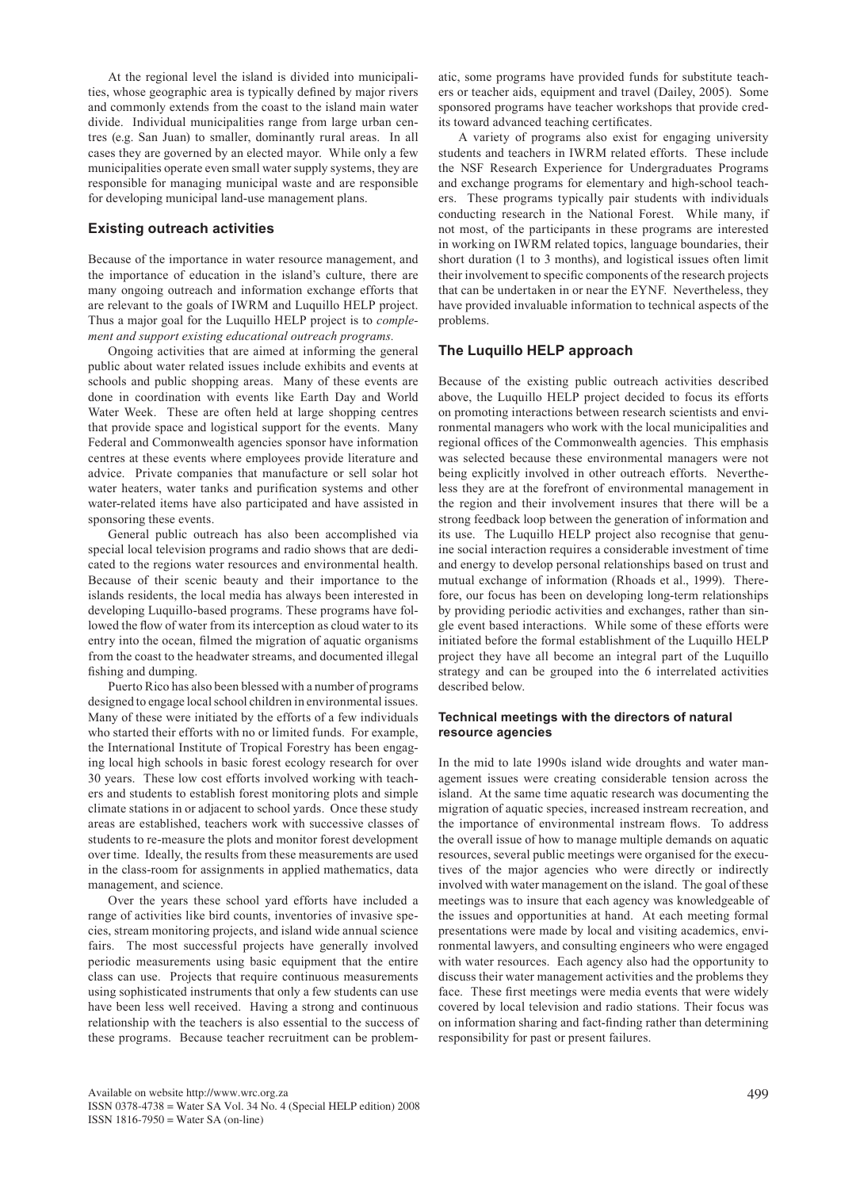At the regional level the island is divided into municipalities, whose geographic area is typically defined by major rivers and commonly extends from the coast to the island main water divide. Individual municipalities range from large urban centres (e.g. San Juan) to smaller, dominantly rural areas. In all cases they are governed by an elected mayor. While only a few municipalities operate even small water supply systems, they are responsible for managing municipal waste and are responsible for developing municipal land-use management plans.

## Existing outreach activities

Because of the importance in water resource management, and the importance of education in the island's culture, there are many ongoing outreach and information exchange efforts that are relevant to the goals of IWRM and Luquillo HELP project. Thus a major goal for the Luquillo HELP project is to *complement and support existing educational outreach programs.*

Ongoing activities that are aimed at informing the general public about water related issues include exhibits and events at schools and public shopping areas. Many of these events are done in coordination with events like Earth Day and World Water Week. These are often held at large shopping centres that provide space and logistical support for the events. Many Federal and Commonwealth agencies sponsor have information centres at these events where employees provide literature and advice. Private companies that manufacture or sell solar hot water heaters, water tanks and purification systems and other water-related items have also participated and have assisted in sponsoring these events.

General public outreach has also been accomplished via special local television programs and radio shows that are dedicated to the regions water resources and environmental health. Because of their scenic beauty and their importance to the islands residents, the local media has always been interested in developing Luquillo-based programs. These programs have followed the flow of water from its interception as cloud water to its entry into the ocean, filmed the migration of aquatic organisms from the coast to the headwater streams, and documented illegal fishing and dumping.

Puerto Rico has also been blessed with a number of programs designed to engage local school children in environmental issues. Many of these were initiated by the efforts of a few individuals who started their efforts with no or limited funds. For example, the International Institute of Tropical Forestry has been engaging local high schools in basic forest ecology research for over 30 years. These low cost efforts involved working with teachers and students to establish forest monitoring plots and simple climate stations in or adjacent to school yards. Once these study areas are established, teachers work with successive classes of students to re-measure the plots and monitor forest development over time. Ideally, the results from these measurements are used in the class-room for assignments in applied mathematics, data management, and science.

Over the years these school yard efforts have included a range of activities like bird counts, inventories of invasive species, stream monitoring projects, and island wide annual science fairs. The most successful projects have generally involved periodic measurements using basic equipment that the entire class can use. Projects that require continuous measurements using sophisticated instruments that only a few students can use have been less well received. Having a strong and continuous relationship with the teachers is also essential to the success of these programs. Because teacher recruitment can be problematic, some programs have provided funds for substitute teachers or teacher aids, equipment and travel (Dailey, 2005). Some sponsored programs have teacher workshops that provide credits toward advanced teaching certificates.

A variety of programs also exist for engaging university students and teachers in IWRM related efforts. These include the NSF Research Experience for Undergraduates Programs and exchange programs for elementary and high-school teachers. These programs typically pair students with individuals conducting research in the National Forest. While many, if not most, of the participants in these programs are interested in working on IWRM related topics, language boundaries, their short duration (1 to 3 months), and logistical issues often limit their involvement to specific components of the research projects that can be undertaken in or near the EYNF. Nevertheless, they have provided invaluable information to technical aspects of the problems.

## The Luquillo HELP approach

Because of the existing public outreach activities described above, the Luquillo HELP project decided to focus its efforts on promoting interactions between research scientists and environmental managers who work with the local municipalities and regional offices of the Commonwealth agencies. This emphasis was selected because these environmental managers were not being explicitly involved in other outreach efforts. Nevertheless they are at the forefront of environmental management in the region and their involvement insures that there will be a strong feedback loop between the generation of information and its use. The Luquillo HELP project also recognise that genuine social interaction requires a considerable investment of time and energy to develop personal relationships based on trust and mutual exchange of information (Rhoads et al., 1999). Therefore, our focus has been on developing long-term relationships by providing periodic activities and exchanges, rather than single event based interactions. While some of these efforts were initiated before the formal establishment of the Luquillo HELP project they have all become an integral part of the Luquillo strategy and can be grouped into the 6 interrelated activities described below.

### Technical meetings with the directors of natural resource agencies

In the mid to late 1990s island wide droughts and water management issues were creating considerable tension across the island. At the same time aquatic research was documenting the migration of aquatic species, increased instream recreation, and the importance of environmental instream flows. To address the overall issue of how to manage multiple demands on aquatic resources, several public meetings were organised for the executives of the major agencies who were directly or indirectly involved with water management on the island. The goal of these meetings was to insure that each agency was knowledgeable of the issues and opportunities at hand. At each meeting formal presentations were made by local and visiting academics, environmental lawyers, and consulting engineers who were engaged with water resources. Each agency also had the opportunity to discuss their water management activities and the problems they face. These first meetings were media events that were widely covered by local television and radio stations. Their focus was on information sharing and fact-finding rather than determining responsibility for past or present failures.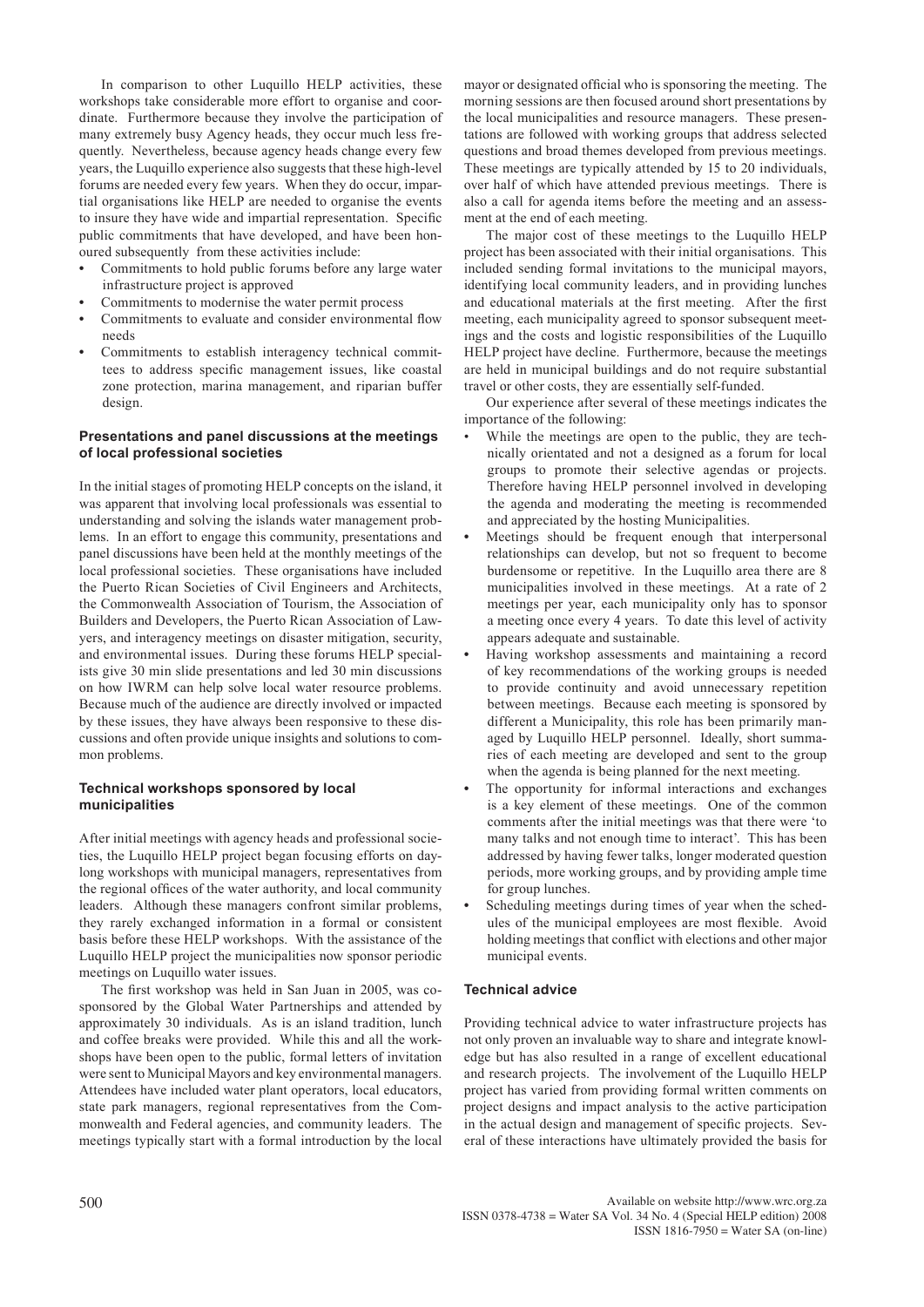In comparison to other Luquillo HELP activities, these workshops take considerable more effort to organise and coordinate. Furthermore because they involve the participation of many extremely busy Agency heads, they occur much less frequently. Nevertheless, because agency heads change every few years, the Luquillo experience also suggests that these high-level forums are needed every few years. When they do occur, impartial organisations like HELP are needed to organise the events to insure they have wide and impartial representation. Specific public commitments that have developed, and have been honoured subsequently from these activities include:

- Commitments to hold public forums before any large water infrastructure project is approved
- Commitments to modernise the water permit process
- Commitments to evaluate and consider environmental flow needs
- Commitments to establish interagency technical committees to address specific management issues, like coastal zone protection, marina management, and riparian buffer design.

### Presentations and panel discussions at the meetings of local professional societies

In the initial stages of promoting HELP concepts on the island, it was apparent that involving local professionals was essential to understanding and solving the islands water management problems. In an effort to engage this community, presentations and panel discussions have been held at the monthly meetings of the local professional societies. These organisations have included the Puerto Rican Societies of Civil Engineers and Architects, the Commonwealth Association of Tourism, the Association of Builders and Developers, the Puerto Rican Association of Lawyers, and interagency meetings on disaster mitigation, security, and environmental issues. During these forums HELP specialists give 30 min slide presentations and led 30 min discussions on how IWRM can help solve local water resource problems. Because much of the audience are directly involved or impacted by these issues, they have always been responsive to these discussions and often provide unique insights and solutions to common problems.

### Technical workshops sponsored by local municipalities

After initial meetings with agency heads and professional societies, the Luquillo HELP project began focusing efforts on daylong workshops with municipal managers, representatives from the regional offices of the water authority, and local community leaders. Although these managers confront similar problems, they rarely exchanged information in a formal or consistent basis before these HELP workshops. With the assistance of the Luquillo HELP project the municipalities now sponsor periodic meetings on Luquillo water issues.

The first workshop was held in San Juan in 2005, was cosponsored by the Global Water Partnerships and attended by approximately 30 individuals. As is an island tradition, lunch and coffee breaks were provided. While this and all the workshops have been open to the public, formal letters of invitation were sent to Municipal Mayors and key environmental managers. Attendees have included water plant operators, local educators, state park managers, regional representatives from the Commonwealth and Federal agencies, and community leaders. The meetings typically start with a formal introduction by the local mayor or designated official who is sponsoring the meeting. The morning sessions are then focused around short presentations by the local municipalities and resource managers. These presentations are followed with working groups that address selected questions and broad themes developed from previous meetings. These meetings are typically attended by 15 to 20 individuals, over half of which have attended previous meetings. There is also a call for agenda items before the meeting and an assessment at the end of each meeting.

The major cost of these meetings to the Luquillo HELP project has been associated with their initial organisations. This included sending formal invitations to the municipal mayors, identifying local community leaders, and in providing lunches and educational materials at the first meeting. After the first meeting, each municipality agreed to sponsor subsequent meetings and the costs and logistic responsibilities of the Luquillo HELP project have decline. Furthermore, because the meetings are held in municipal buildings and do not require substantial travel or other costs, they are essentially self-funded.

Our experience after several of these meetings indicates the importance of the following:

- While the meetings are open to the public, they are technically orientated and not a designed as a forum for local groups to promote their selective agendas or projects. Therefore having HELP personnel involved in developing the agenda and moderating the meeting is recommended and appreciated by the hosting Municipalities.
- Meetings should be frequent enough that interpersonal relationships can develop, but not so frequent to become burdensome or repetitive. In the Luquillo area there are 8 municipalities involved in these meetings. At a rate of 2 meetings per year, each municipality only has to sponsor a meeting once every 4 years. To date this level of activity appears adequate and sustainable.
- Having workshop assessments and maintaining a record of key recommendations of the working groups is needed to provide continuity and avoid unnecessary repetition between meetings. Because each meeting is sponsored by different a Municipality, this role has been primarily managed by Luquillo HELP personnel. Ideally, short summaries of each meeting are developed and sent to the group when the agenda is being planned for the next meeting.
- The opportunity for informal interactions and exchanges is a key element of these meetings. One of the common comments after the initial meetings was that there were 'to many talks and not enough time to interact'. This has been addressed by having fewer talks, longer moderated question periods, more working groups, and by providing ample time for group lunches.
- Scheduling meetings during times of year when the schedules of the municipal employees are most flexible. Avoid holding meetings that conflict with elections and other major municipal events.

### Technical advice

Providing technical advice to water infrastructure projects has not only proven an invaluable way to share and integrate knowledge but has also resulted in a range of excellent educational and research projects. The involvement of the Luquillo HELP project has varied from providing formal written comments on project designs and impact analysis to the active participation in the actual design and management of specific projects. Several of these interactions have ultimately provided the basis for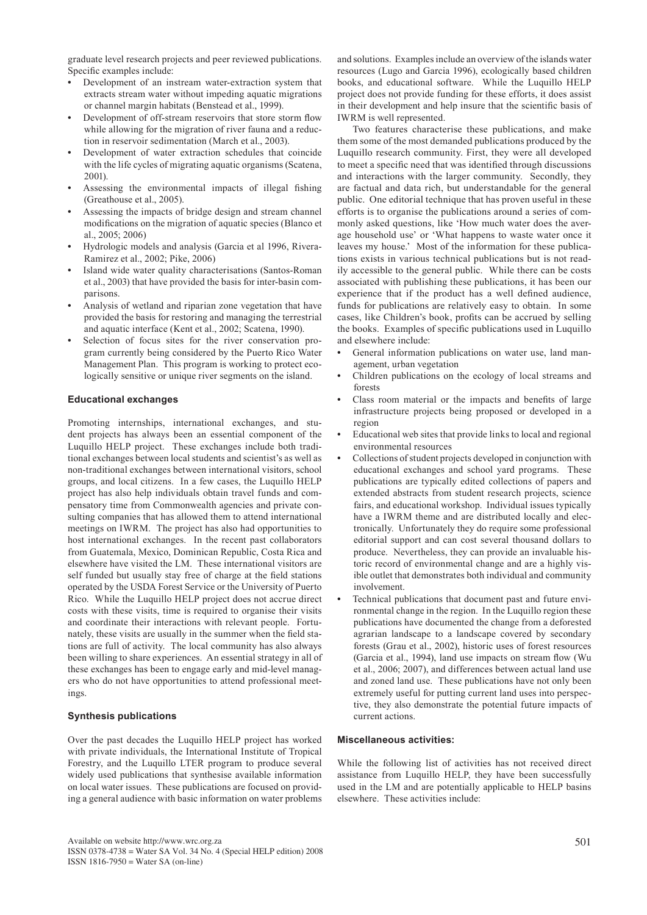graduate level research projects and peer reviewed publications. Specific examples include:

- Development of an instream water-extraction system that extracts stream water without impeding aquatic migrations or channel margin habitats (Benstead et al., 1999).
- Development of off-stream reservoirs that store storm flow while allowing for the migration of river fauna and a reduction in reservoir sedimentation (March et al., 2003).
- Development of water extraction schedules that coincide with the life cycles of migrating aquatic organisms (Scatena, 2001).
- Assessing the environmental impacts of illegal fishing (Greathouse et al., 2005).
- Assessing the impacts of bridge design and stream channel modifications on the migration of aquatic species (Blanco et al., 2005; 2006)
- Hydrologic models and analysis (Garcia et al 1996, Rivera-Ramirez et al., 2002; Pike, 2006)
- Island wide water quality characterisations (Santos-Roman et al., 2003) that have provided the basis for inter-basin comparisons.
- Analysis of wetland and riparian zone vegetation that have provided the basis for restoring and managing the terrestrial and aquatic interface (Kent et al., 2002; Scatena, 1990).
- Selection of focus sites for the river conservation program currently being considered by the Puerto Rico Water Management Plan. This program is working to protect ecologically sensitive or unique river segments on the island.

### Educational exchanges

Promoting internships, international exchanges, and student projects has always been an essential component of the Luquillo HELP project. These exchanges include both traditional exchanges between local students and scientist's as well as non-traditional exchanges between international visitors, school groups, and local citizens. In a few cases, the Luquillo HELP project has also help individuals obtain travel funds and compensatory time from Commonwealth agencies and private consulting companies that has allowed them to attend international meetings on IWRM. The project has also had opportunities to host international exchanges. In the recent past collaborators from Guatemala, Mexico, Dominican Republic, Costa Rica and elsewhere have visited the LM. These international visitors are self funded but usually stay free of charge at the field stations operated by the USDA Forest Service or the University of Puerto Rico. While the Luquillo HELP project does not accrue direct costs with these visits, time is required to organise their visits and coordinate their interactions with relevant people. Fortunately, these visits are usually in the summer when the field stations are full of activity. The local community has also always been willing to share experiences. An essential strategy in all of these exchanges has been to engage early and mid-level managers who do not have opportunities to attend professional meetings.

### Synthesis publications

Over the past decades the Luquillo HELP project has worked with private individuals, the International Institute of Tropical Forestry, and the Luquillo LTER program to produce several widely used publications that synthesise available information on local water issues. These publications are focused on providing a general audience with basic information on water problems and solutions. Examples include an overview of the islands water resources (Lugo and Garcia 1996), ecologically based children books, and educational software. While the Luquillo HELP project does not provide funding for these efforts, it does assist in their development and help insure that the scientific basis of IWRM is well represented.

Two features characterise these publications, and make them some of the most demanded publications produced by the Luquillo research community. First, they were all developed to meet a specific need that was identified through discussions and interactions with the larger community. Secondly, they are factual and data rich, but understandable for the general public. One editorial technique that has proven useful in these efforts is to organise the publications around a series of commonly asked questions, like 'How much water does the average household use' or 'What happens to waste water once it leaves my house.' Most of the information for these publications exists in various technical publications but is not readily accessible to the general public. While there can be costs associated with publishing these publications, it has been our experience that if the product has a well defined audience, funds for publications are relatively easy to obtain. In some cases, like Children's book, profits can be accrued by selling the books. Examples of specific publications used in Luquillo and elsewhere include:

- General information publications on water use, land management, urban vegetation
- Children publications on the ecology of local streams and forests
- Class room material or the impacts and benefits of large infrastructure projects being proposed or developed in a region
- Educational web sites that provide links to local and regional environmental resources
- Collections of student projects developed in conjunction with educational exchanges and school yard programs. These publications are typically edited collections of papers and extended abstracts from student research projects, science fairs, and educational workshop. Individual issues typically have a IWRM theme and are distributed locally and electronically. Unfortunately they do require some professional editorial support and can cost several thousand dollars to produce. Nevertheless, they can provide an invaluable historic record of environmental change and are a highly visible outlet that demonstrates both individual and community involvement.
- Technical publications that document past and future environmental change in the region. In the Luquillo region these publications have documented the change from a deforested agrarian landscape to a landscape covered by secondary forests (Grau et al., 2002), historic uses of forest resources (Garcia et al., 1994), land use impacts on stream flow (Wu et al., 2006; 2007), and differences between actual land use and zoned land use. These publications have not only been extremely useful for putting current land uses into perspective, they also demonstrate the potential future impacts of current actions.

### Miscellaneous activities:

While the following list of activities has not received direct assistance from Luquillo HELP, they have been successfully used in the LM and are potentially applicable to HELP basins elsewhere. These activities include: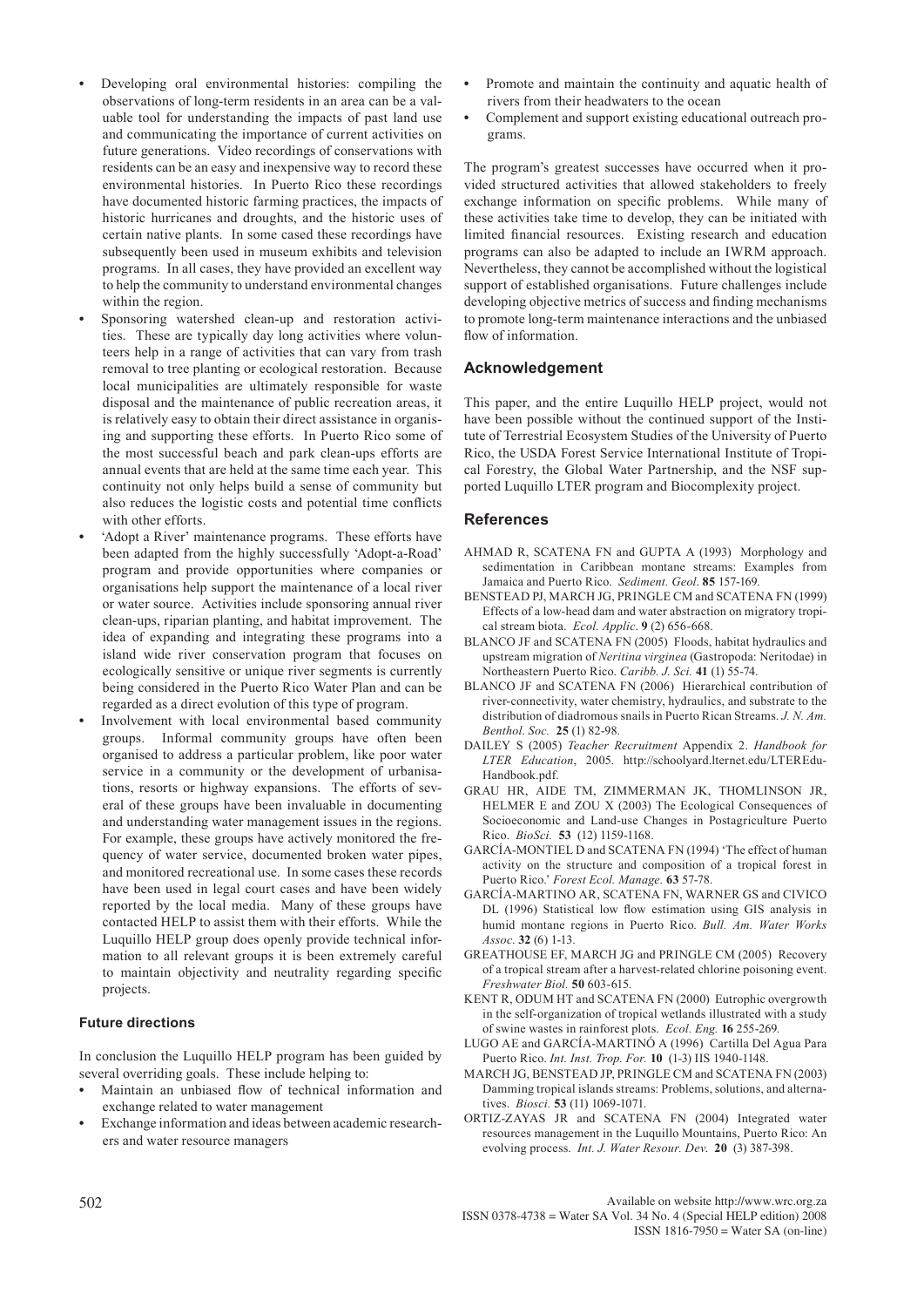- Developing oral environmental histories: compiling the observations of long-term residents in an area can be a valuable tool for understanding the impacts of past land use and communicating the importance of current activities on future generations. Video recordings of conservations with residents can be an easy and inexpensive way to record these environmental histories. In Puerto Rico these recordings have documented historic farming practices, the impacts of historic hurricanes and droughts, and the historic uses of certain native plants. In some cased these recordings have subsequently been used in museum exhibits and television programs. In all cases, they have provided an excellent way to help the community to understand environmental changes within the region.
- Sponsoring watershed clean-up and restoration activities. These are typically day long activities where volunteers help in a range of activities that can vary from trash removal to tree planting or ecological restoration. Because local municipalities are ultimately responsible for waste disposal and the maintenance of public recreation areas, it is relatively easy to obtain their direct assistance in organising and supporting these efforts. In Puerto Rico some of the most successful beach and park clean-ups efforts are annual events that are held at the same time each year. This continuity not only helps build a sense of community but also reduces the logistic costs and potential time conflicts with other efforts.
- 'Adopt a River' maintenance programs. These efforts have been adapted from the highly successfully 'Adopt-a-Road' program and provide opportunities where companies or organisations help support the maintenance of a local river or water source. Activities include sponsoring annual river clean-ups, riparian planting, and habitat improvement. The idea of expanding and integrating these programs into a island wide river conservation program that focuses on ecologically sensitive or unique river segments is currently being considered in the Puerto Rico Water Plan and can be regarded as a direct evolution of this type of program.
- Involvement with local environmental based community groups. Informal community groups have often been organised to address a particular problem, like poor water service in a community or the development of urbanisations, resorts or highway expansions. The efforts of several of these groups have been invaluable in documenting and understanding water management issues in the regions. For example, these groups have actively monitored the frequency of water service, documented broken water pipes, and monitored recreational use. In some cases these records have been used in legal court cases and have been widely reported by the local media. Many of these groups have contacted HELP to assist them with their efforts. While the Luquillo HELP group does openly provide technical information to all relevant groups it is been extremely careful to maintain objectivity and neutrality regarding specific projects.

### Future directions

In conclusion the Luquillo HELP program has been guided by several overriding goals. These include helping to:

- Maintain an unbiased flow of technical information and exchange related to water management
- Exchange information and ideas between academic researchers and water resource managers
- Promote and maintain the continuity and aquatic health of rivers from their headwaters to the ocean
- Complement and support existing educational outreach programs.

The program's greatest successes have occurred when it provided structured activities that allowed stakeholders to freely exchange information on specific problems. While many of these activities take time to develop, they can be initiated with limited financial resources. Existing research and education programs can also be adapted to include an IWRM approach. Nevertheless, they cannot be accomplished without the logistical support of established organisations. Future challenges include developing objective metrics of success and finding mechanisms to promote long-term maintenance interactions and the unbiased flow of information.

## Acknowledgement

This paper, and the entire Luquillo HELP project, would not have been possible without the continued support of the Institute of Terrestrial Ecosystem Studies of the University of Puerto Rico, the USDA Forest Service International Institute of Tropical Forestry, the Global Water Partnership, and the NSF supported Luquillo LTER program and Biocomplexity project.

## References

AHMAD R, SCATENA FN and GUPTA A (1993) Morphology and sedimentation in Caribbean montane streams: Examples from Jamaica and Puerto Rico. *Sediment. Geol.* **85** 157-169.

BENSTEAD PJ, MARCH JG, PRINGLE CM and SCATENA FN (1999) Effects of a low-head dam and water abstraction on migratory tropical stream biota. *Ecol. Applic.* **9** (2) 656-668.

BLANCO JF and SCATENA FN (2005) Floods, habitat hydraulics and upstream migration of *Neritina virginea* (Gastropoda: Neritodae) in Northeastern Puerto Rico. *Caribb. J. Sci.* **41** (1) 55-74.

BLANCO JF and SCATENA FN (2006) Hierarchical contribution of river-connectivity, water chemistry, hydraulics, and substrate to the distribution of diadromous snails in Puerto Rican Streams. *J. N. Am. Benthol. Soc.* **25** (1) 82-98.

DAILEY S (2005) *Teacher Recruitment* Appendix 2. *Handbook for LTER Education*, 2005. http://schoolyard.lternet.edu/LTEREdu-Handbook.pdf.

GRAU HR, AIDE TM, ZIMMERMAN JK, THOMLINSON JR, HELMER E and ZOU X (2003) The Ecological Consequences of Socioeconomic and Land-use Changes in Postagriculture Puerto Rico. *BioSci.* **53** (12) 1159-1168.

GARCÍA-MONTIEL D and SCATENA FN (1994) 'The effect of human activity on the structure and composition of a tropical forest in Puerto Rico.' *Forest Ecol. Manage.* **63** 57-78.

GARCÍA-MARTINO AR, SCATENA FN, WARNER GS and CIVICO DL (1996) Statistical low flow estimation using GIS analysis in humid montane regions in Puerto Rico. *Bull. Am. Water Works Assoc.* **32** (6) 1-13.

GREATHOUSE EF, MARCH JG and PRINGLE CM (2005) Recovery of a tropical stream after a harvest-related chlorine poisoning event. *Freshwater Biol.* **50** 603-615.

KENT R, ODUM HT and SCATENA FN (2000) Eutrophic overgrowth in the self-organization of tropical wetlands illustrated with a study of swine wastes in rainforest plots. *Ecol. Eng.* **16** 255-269.

LUGO AE and GARCÍA-MARTINÓ A (1996) Cartilla Del Agua Para Puerto Rico. *Int. Inst. Trop. For.* **10** (1-3) IIS 1940-1148.

MARCH JG, BENSTEAD JP, PRINGLE CM and SCATENA FN (2003) Damming tropical islands streams: Problems, solutions, and alternatives. *Biosci.* **53** (11) 1069-1071.

ORTIZ-ZAYAS JR and SCATENA FN (2004) Integrated water resources management in the Luquillo Mountains, Puerto Rico: An evolving process. *Int. J. Water Resour. Dev.* **20** (3) 387-398.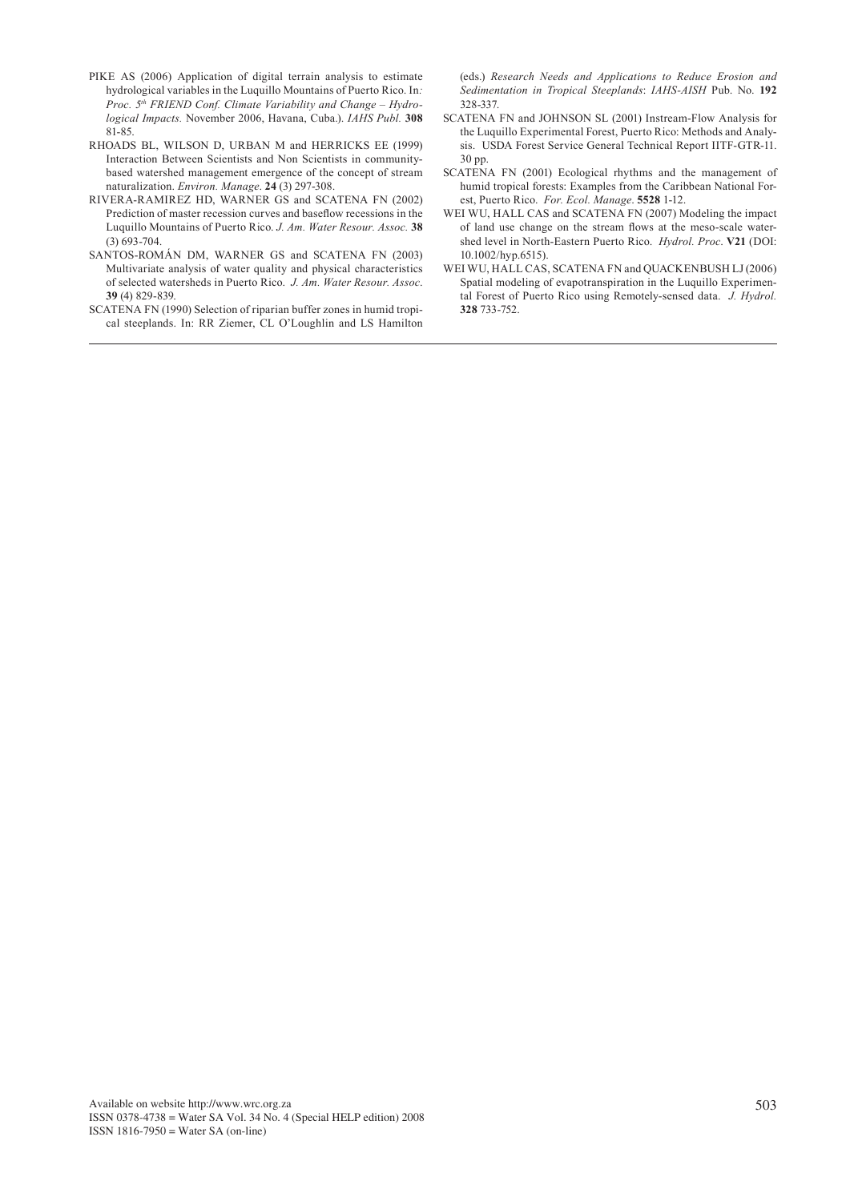PIKE AS (2006) Application of digital terrain analysis to estimate hydrological variables in the Luquillo Mountains of Puerto Rico. In*: Proc. 5[th] FRIEND Conf. Climate Variability and Change – Hydrological Impacts.* November 2006, Havana, Cuba.). *IAHS Publ.* **308** 81-85.

RHOADS BL, WILSON D, URBAN M and HERRICKS EE (1999) Interaction Between Scientists and Non Scientists in community-based watershed management emergence of the concept of stream naturalization. *Environ. Manage*. **24** (3) 297-308.

RIVERA-RAMIREZ HD, WARNER GS and SCATENA FN (2002) Prediction of master recession curves and baseflow recessions in the Luquillo Mountains of Puerto Rico. *J. Am. Water Resour. Assoc.* **38** (3) 693-704.

SANTOS-ROMÁN DM, WARNER GS and SCATENA FN (2003) Multivariate analysis of water quality and physical characteristics of selected watersheds in Puerto Rico. *J. Am. Water Resour. Assoc*. **39** (4) 829-839.

SCATENA FN (1990) Selection of riparian buffer zones in humid tropical steeplands. In: RR Ziemer, CL O'Loughlin and LS Hamilton (eds.) *Research Needs and Applications to Reduce Erosion and Sedimentation in Tropical Steeplands*: *IAHS-AISH* Pub. No. **192** 328-337.

SCATENA FN and JOHNSON SL (2001) Instream-Flow Analysis for the Luquillo Experimental Forest, Puerto Rico: Methods and Analysis. USDA Forest Service General Technical Report IITF-GTR-11. 30 pp.

SCATENA FN (2001) Ecological rhythms and the management of humid tropical forests: Examples from the Caribbean National Forest, Puerto Rico. *For. Ecol. Manage.* **5528** 1-12.

WEI WU, HALL CAS and SCATENA FN (2007) Modeling the impact of land use change on the stream flows at the meso-scale watershed level in North-Eastern Puerto Rico. *Hydrol. Proc*. **V21** (DOI: 10.1002/hyp.6515).

WEI WU, HALL CAS, SCATENA FN and QUACKENBUSH LJ (2006) Spatial modeling of evapotranspiration in the Luquillo Experimental Forest of Puerto Rico using Remotely-sensed data. *J. Hydrol.* **328** 733-752.